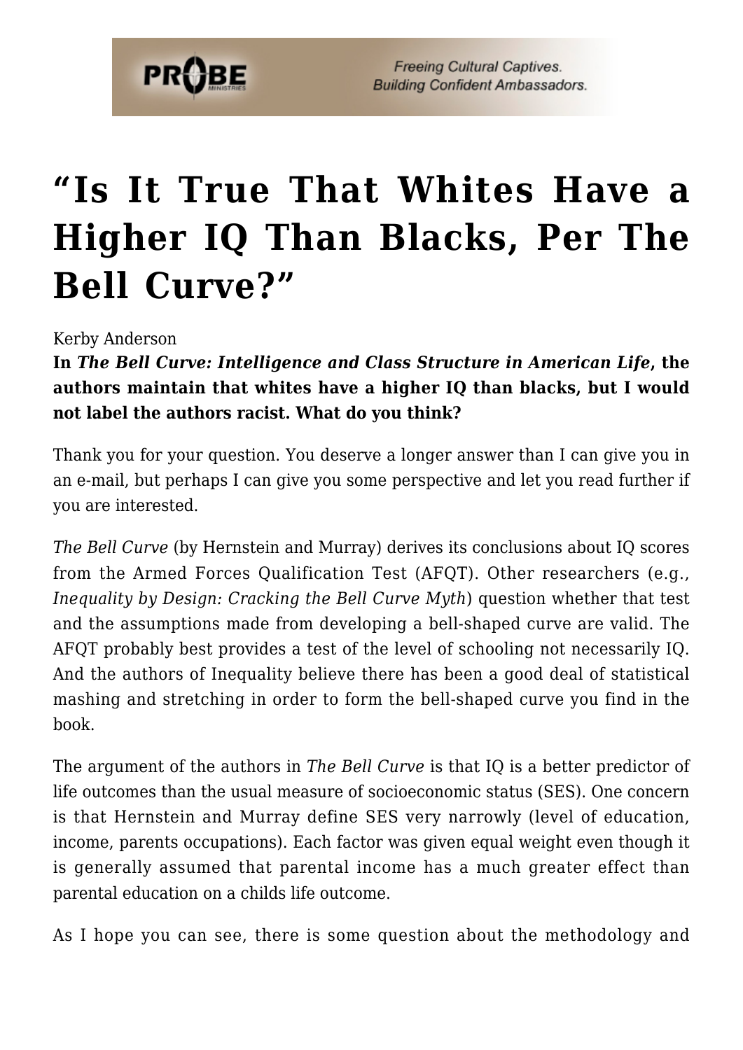# "Is It True That Whites Have a Higher IQ Than Blacks, Per The Bell Curve?"

Kerby Anderson

**In *The Bell Curve: Intelligence and Class Structure in American Life*, the authors maintain that whites have a higher IQ than blacks, but I would not label the authors racist. What do you think?**

Thank you for your question. You deserve a longer answer than I can give you in an e-mail, but perhaps I can give you some perspective and let you read further if you are interested.

*The Bell Curve* (by Hernstein and Murray) derives its conclusions about IQ scores from the Armed Forces Qualification Test (AFQT). Other researchers (e.g., *Inequality by Design: Cracking the Bell Curve Myth*) question whether that test and the assumptions made from developing a bell-shaped curve are valid. The AFQT probably best provides a test of the level of schooling not necessarily IQ. And the authors of Inequality believe there has been a good deal of statistical mashing and stretching in order to form the bell-shaped curve you find in the book.

The argument of the authors in *The Bell Curve* is that IQ is a better predictor of life outcomes than the usual measure of socioeconomic status (SES). One concern is that Hernstein and Murray define SES very narrowly (level of education, income, parents occupations). Each factor was given equal weight even though it is generally assumed that parental income has a much greater effect than parental education on a childs life outcome.

As I hope you can see, there is some question about the methodology and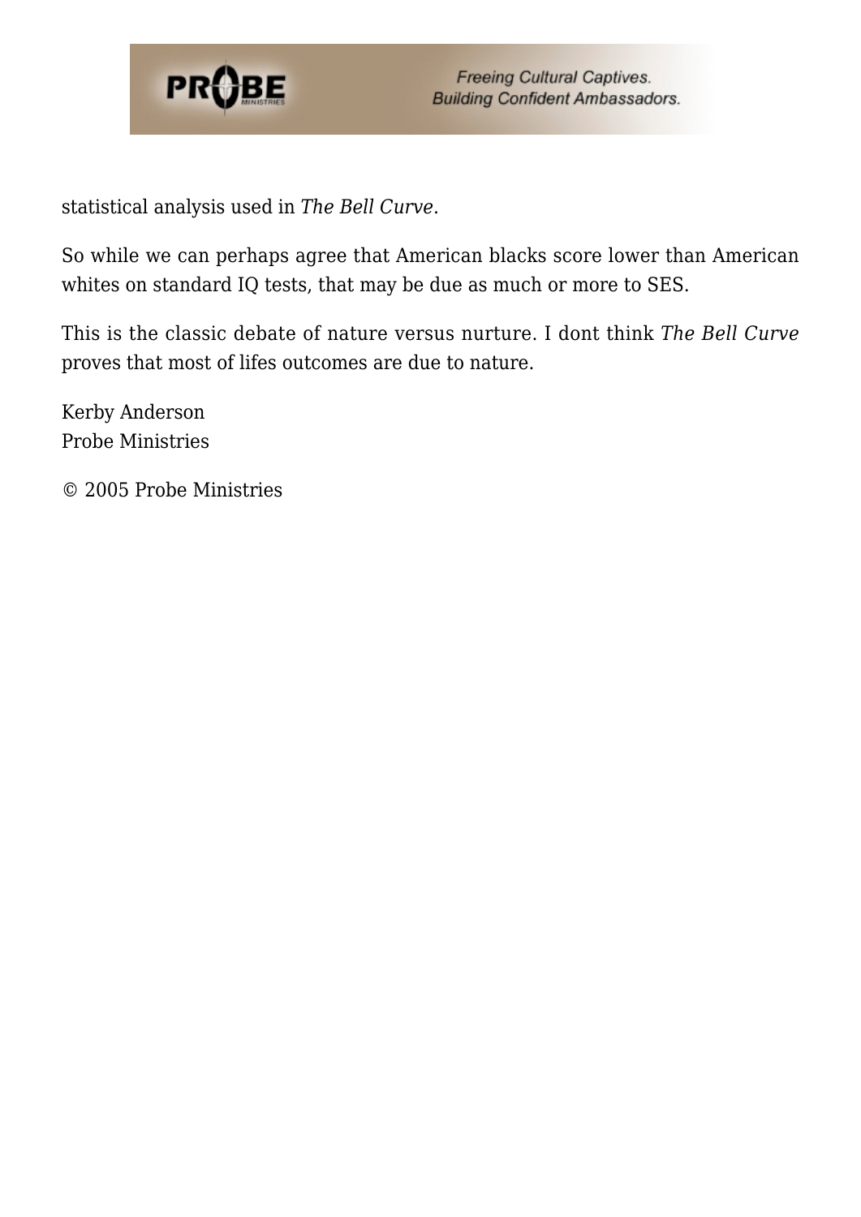statistical analysis used in *The Bell Curve*.

So while we can perhaps agree that American blacks score lower than American whites on standard IQ tests, that may be due as much or more to SES.

This is the classic debate of nature versus nurture. I dont think *The Bell Curve* proves that most of lifes outcomes are due to nature.

Kerby Anderson
Probe Ministries

© 2005 Probe Ministries